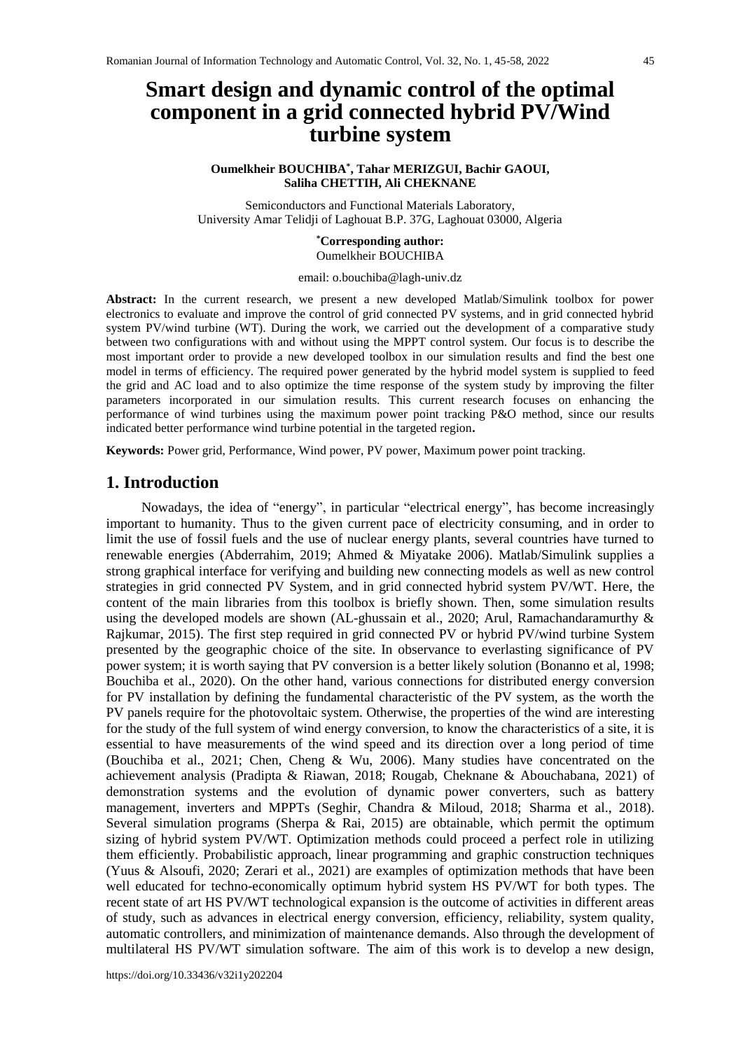# Smart design and dynamic control of the optimal component in a grid connected hybrid PV/Wind turbine system

**Oumelkheir BOUCHIBA*, Tahar MERIZGUI, Bachir GAOUI, Saliha CHETTIH, Ali CHEKNANE**

Semiconductors and Functional Materials Laboratory,
University Amar Telidji of Laghouat B.P. 37G, Laghouat 03000, Algeria

***Corresponding author:**
Oumelkheir BOUCHIBA

email: o.bouchiba@lagh-univ.dz

**Abstract:** In the current research, we present a new developed Matlab/Simulink toolbox for power electronics to evaluate and improve the control of grid connected PV systems, and in grid connected hybrid system PV/wind turbine (WT). During the work, we carried out the development of a comparative study between two configurations with and without using the MPPT control system. Our focus is to describe the most important order to provide a new developed toolbox in our simulation results and find the best one model in terms of efficiency. The required power generated by the hybrid model system is supplied to feed the grid and AC load and to also optimize the time response of the system study by improving the filter parameters incorporated in our simulation results. This current research focuses on enhancing the performance of wind turbines using the maximum power point tracking P&O method, since our results indicated better performance wind turbine potential in the targeted region**.**

**Keywords:** Power grid, Performance, Wind power, PV power, Maximum power point tracking.

## 1. Introduction

Nowadays, the idea of "energy", in particular "electrical energy", has become increasingly important to humanity. Thus to the given current pace of electricity consuming, and in order to limit the use of fossil fuels and the use of nuclear energy plants, several countries have turned to renewable energies (Abderrahim, 2019; Ahmed & Miyatake 2006). Matlab/Simulink supplies a strong graphical interface for verifying and building new connecting models as well as new control strategies in grid connected PV System, and in grid connected hybrid system PV/WT. Here, the content of the main libraries from this toolbox is briefly shown. Then, some simulation results using the developed models are shown (AL-ghussain et al., 2020; Arul, Ramachandaramurthy & Rajkumar, 2015). The first step required in grid connected PV or hybrid PV/wind turbine System presented by the geographic choice of the site. In observance to everlasting significance of PV power system; it is worth saying that PV conversion is a better likely solution (Bonanno et al, 1998; Bouchiba et al., 2020). On the other hand, various connections for distributed energy conversion for PV installation by defining the fundamental characteristic of the PV system, as the worth the PV panels require for the photovoltaic system. Otherwise, the properties of the wind are interesting for the study of the full system of wind energy conversion, to know the characteristics of a site, it is essential to have measurements of the wind speed and its direction over a long period of time (Bouchiba et al., 2021; Chen, Cheng & Wu, 2006). Many studies have concentrated on the achievement analysis (Pradipta & Riawan, 2018; Rougab, Cheknane & Abouchabana, 2021) of demonstration systems and the evolution of dynamic power converters, such as battery management, inverters and MPPTs (Seghir, Chandra & Miloud, 2018; Sharma et al., 2018). Several simulation programs (Sherpa & Rai, 2015) are obtainable, which permit the optimum sizing of hybrid system PV/WT. Optimization methods could proceed a perfect role in utilizing them efficiently. Probabilistic approach, linear programming and graphic construction techniques (Yuus & Alsoufi, 2020; Zerari et al., 2021) are examples of optimization methods that have been well educated for techno-economically optimum hybrid system HS PV/WT for both types. The recent state of art HS PV/WT technological expansion is the outcome of activities in different areas of study, such as advances in electrical energy conversion, efficiency, reliability, system quality, automatic controllers, and minimization of maintenance demands. Also through the development of multilateral HS PV/WT simulation software. The aim of this work is to develop a new design,

https://doi.org/10.33436/v32i1y202204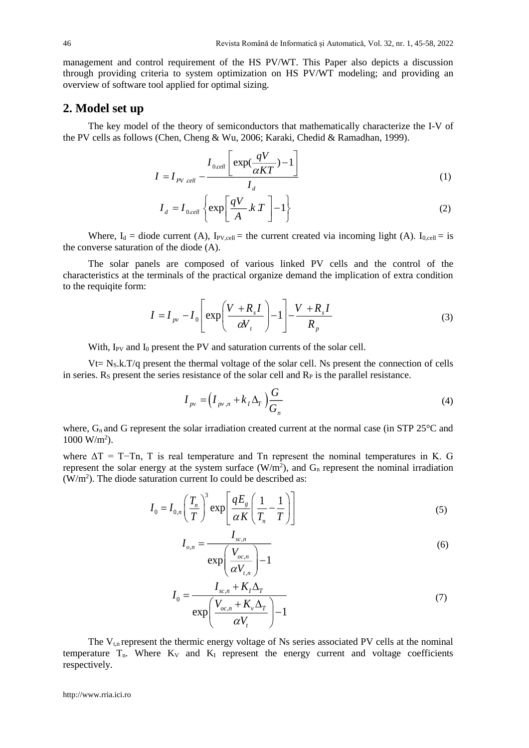management and control requirement of the HS PV/WT. This Paper also depicts a discussion through providing criteria to system optimization on HS PV/WT modeling; and providing an overview of software tool applied for optimal sizing.

## 2. Model set up

The key model of the theory of semiconductors that mathematically characterize the I-V of the PV cells as follows (Chen, Cheng & Wu, 2006; Karaki, Chedid & Ramadhan, 1999).

$$I = I_{PV.cell} - \frac{I_{0cell}\left[\exp(\frac{qV}{\alpha KT}) - 1\right]}{I_d} \tag{1}$$

$$I_d = I_{0cell}\left\{\exp\left[\frac{qV}{A}.k.T\right] - 1\right\} \tag{2}$$

Where, $I_d$ = diode current (A), $I_{PV,cell}$ = the current created via incoming light (A). $I_{0,cell}$ = is the converse saturation of the diode (A).

The solar panels are composed of various linked PV cells and the control of the characteristics at the terminals of the practical organize demand the implication of extra condition to the requiqite form:

$$I = I_{pv} - I_0\left[\exp\left(\frac{V + R_s I}{\alpha V_t}\right) - 1\right] - \frac{V + R_s I}{R_p} \tag{3}$$

With, $I_{PV}$ and $I_0$ present the PV and saturation currents of the solar cell.

$V_t = N_S.k.T/q$ present the thermal voltage of the solar cell. Ns present the connection of cells in series. $R_S$ present the series resistance of the solar cell and $R_P$ is the parallel resistance.

$$I_{pv} = \left(I_{pv,n} + k_I \Delta_T\right)\frac{G}{G_n} \tag{4}$$

where, $G_n$ and G represent the solar irradiation created current at the normal case (in STP 25°C and 1000 W/m$^2$).

where $\Delta T = T - Tn$, T is real temperature and Tn represent the nominal temperatures in K. G represent the solar energy at the system surface (W/m$^2$), and $G_n$ represent the nominal irradiation (W/m$^2$). The diode saturation current Io could be described as:

$$I_0 = I_{0,n}\left(\frac{T_n}{T}\right)^3 \exp\left[\frac{qE_g}{\alpha K}\left(\frac{1}{T_n} - \frac{1}{T}\right)\right] \tag{5}$$

$$I_{o,n} = \frac{I_{sc,n}}{\exp\left(\frac{V_{oc,n}}{\alpha V_{t,n}}\right) - 1} \tag{6}$$

$$I_0 = \frac{I_{sc,n} + K_I \Delta_T}{\exp\left(\frac{V_{oc,n} + K_v \Delta_T}{\alpha V_t}\right) - 1} \tag{7}$$

The $V_{t,n}$ represent the thermic energy voltage of Ns series associated PV cells at the nominal temperature $T_n$. Where $K_V$ and $K_I$ represent the energy current and voltage coefficients respectively.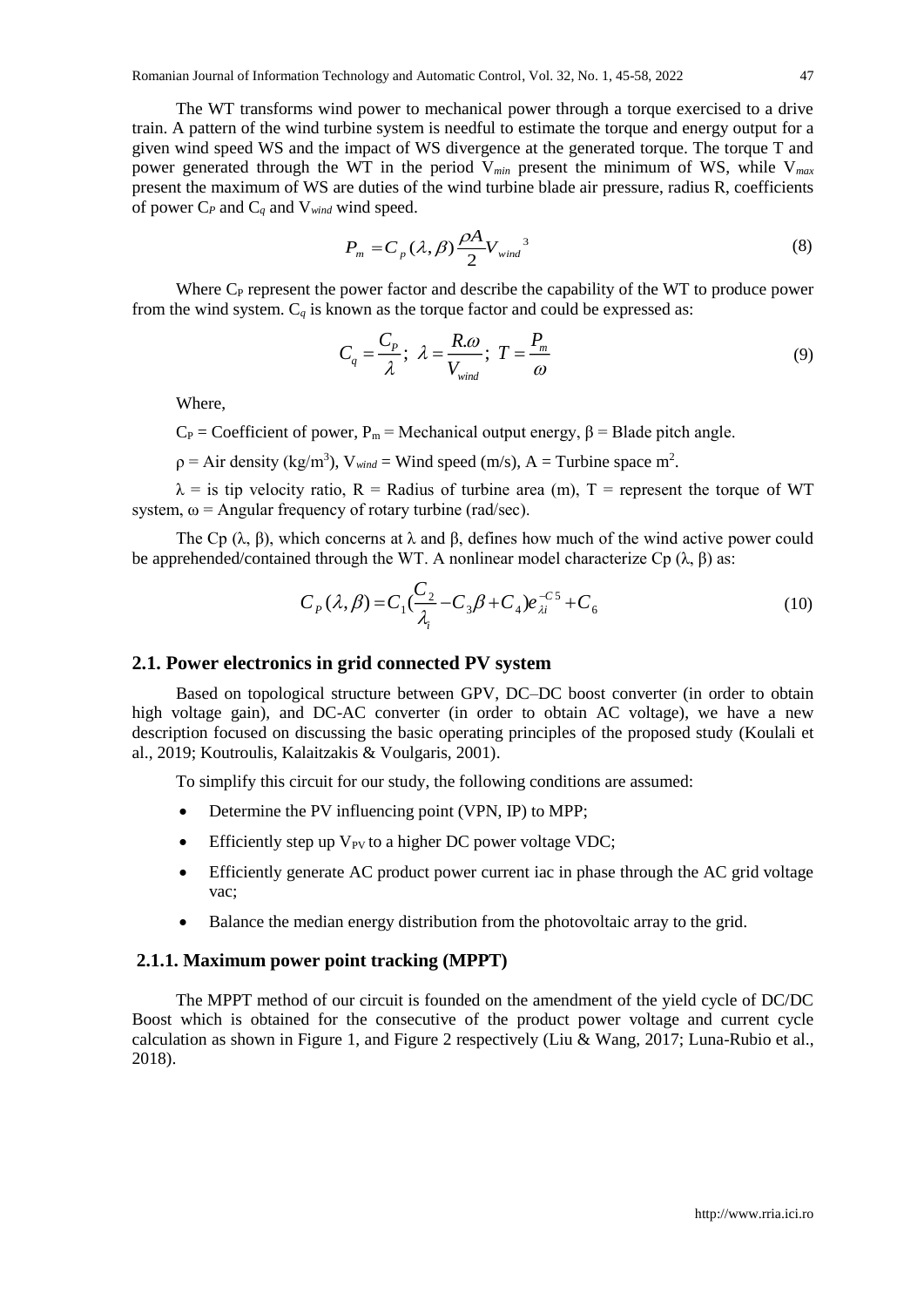The WT transforms wind power to mechanical power through a torque exercised to a drive train. A pattern of the wind turbine system is needful to estimate the torque and energy output for a given wind speed WS and the impact of WS divergence at the generated torque. The torque T and power generated through the WT in the period $V_{min}$ present the minimum of WS, while $V_{max}$ present the maximum of WS are duties of the wind turbine blade air pressure, radius R, coefficients of power $C_P$ and $C_q$ and $V_{wind}$ wind speed.

$$P_m = C_p(\lambda, \beta)\frac{\rho A}{2}V_{wind}^{\ 3} \tag{8}$$

Where $C_P$ represent the power factor and describe the capability of the WT to produce power from the wind system. $C_q$ is known as the torque factor and could be expressed as:

$$C_q = \frac{C_P}{\lambda};\ \lambda = \frac{R.\omega}{V_{wind}};\ T = \frac{P_m}{\omega} \tag{9}$$

Where,

$C_P$ = Coefficient of power, $P_m$ = Mechanical output energy, $\beta$ = Blade pitch angle.

$\rho$ = Air density (kg/m$^3$), $V_{wind}$ = Wind speed (m/s), A = Turbine space m$^2$.

$\lambda$ = is tip velocity ratio, R = Radius of turbine area (m), T = represent the torque of WT system, $\omega$ = Angular frequency of rotary turbine (rad/sec).

The Cp ($\lambda$, $\beta$), which concerns at $\lambda$ and $\beta$, defines how much of the wind active power could be apprehended/contained through the WT. A nonlinear model characterize Cp ($\lambda$, $\beta$) as:

$$C_P(\lambda, \beta) = C_1\left(\frac{C_2}{\lambda_i} - C_3\beta + C_4\right)e_{\lambda i}^{-C5} + C_6 \tag{10}$$

## 2.1. Power electronics in grid connected PV system

Based on topological structure between GPV, DC–DC boost converter (in order to obtain high voltage gain), and DC-AC converter (in order to obtain AC voltage), we have a new description focused on discussing the basic operating principles of the proposed study (Koulali et al., 2019; Koutroulis, Kalaitzakis & Voulgaris, 2001).

To simplify this circuit for our study, the following conditions are assumed:

- Determine the PV influencing point (VPN, IP) to MPP;
- Efficiently step up $V_{PV}$ to a higher DC power voltage VDC;
- Efficiently generate AC product power current iac in phase through the AC grid voltage vac;
- Balance the median energy distribution from the photovoltaic array to the grid.

### 2.1.1. Maximum power point tracking (MPPT)

The MPPT method of our circuit is founded on the amendment of the yield cycle of DC/DC Boost which is obtained for the consecutive of the product power voltage and current cycle calculation as shown in Figure 1, and Figure 2 respectively (Liu & Wang, 2017; Luna-Rubio et al., 2018).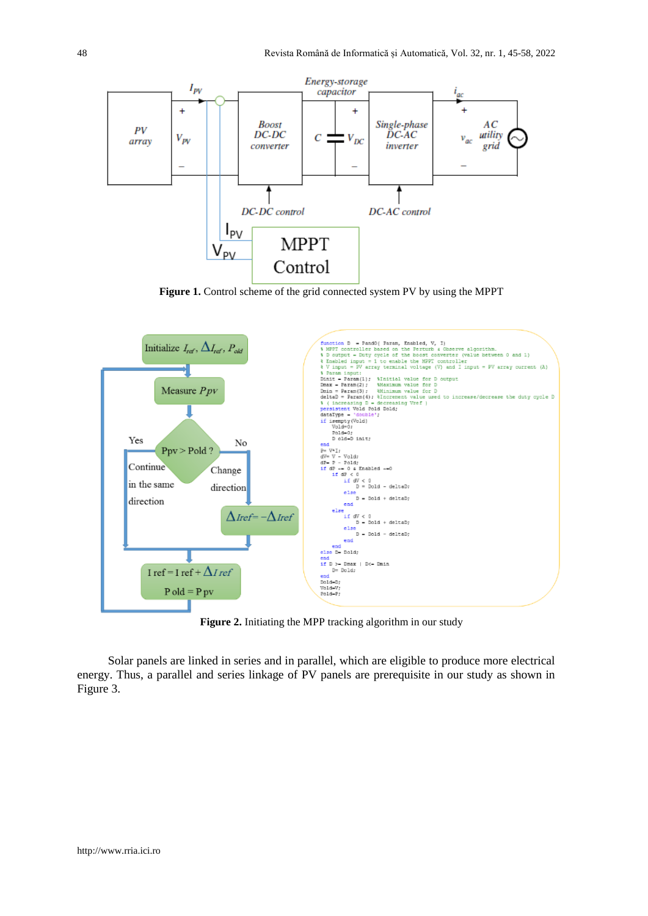**Figure 1.** Control scheme of the grid connected system PV by using the MPPT

**Figure 2.** Initiating the MPP tracking algorithm in our study

Solar panels are linked in series and in parallel, which are eligible to produce more electrical energy. Thus, a parallel and series linkage of PV panels are prerequisite in our study as shown in Figure 3.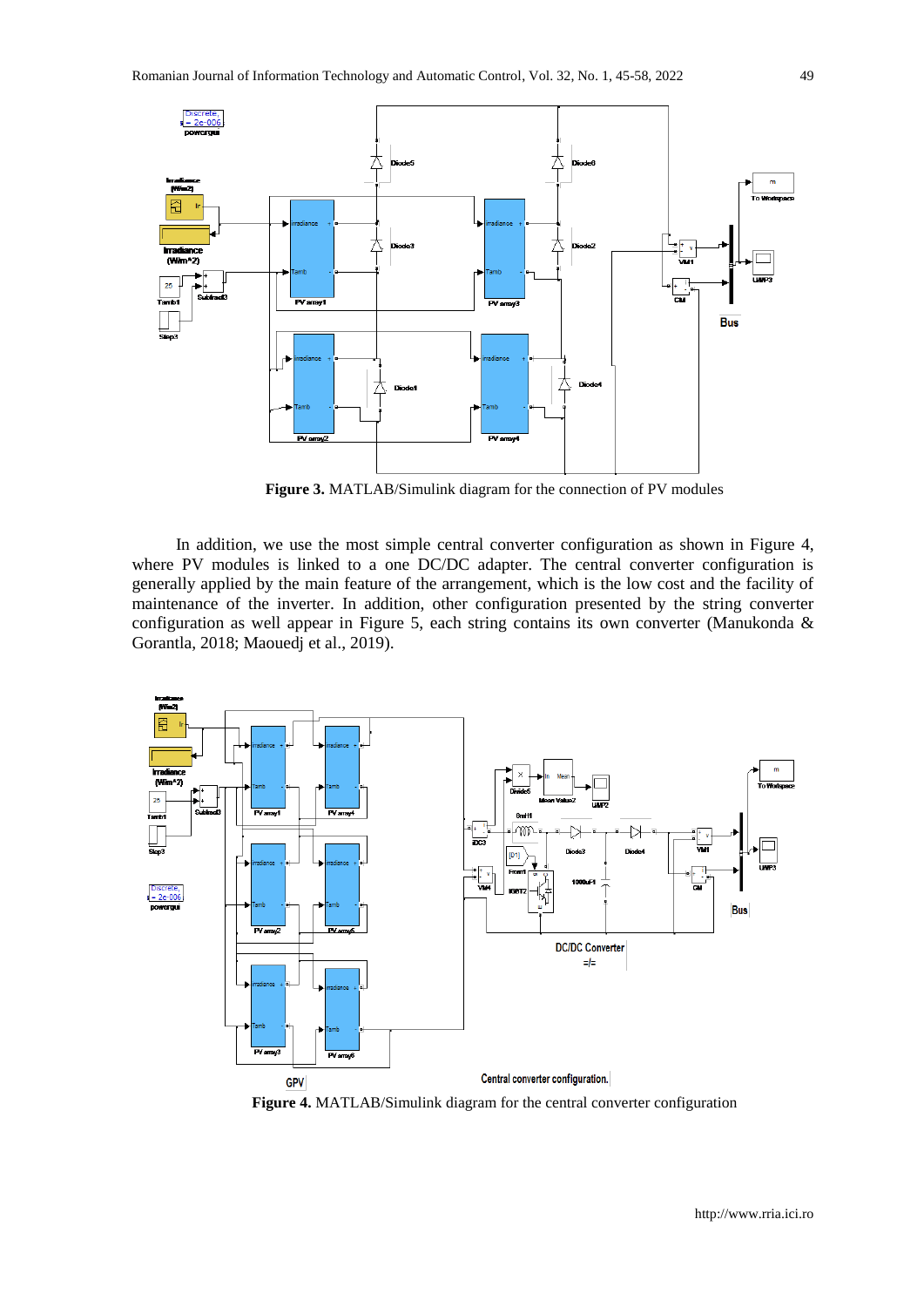**Figure 3.** MATLAB/Simulink diagram for the connection of PV modules

In addition, we use the most simple central converter configuration as shown in Figure 4, where PV modules is linked to a one DC/DC adapter. The central converter configuration is generally applied by the main feature of the arrangement, which is the low cost and the facility of maintenance of the inverter. In addition, other configuration presented by the string converter configuration as well appear in Figure 5, each string contains its own converter (Manukonda & Gorantla, 2018; Maouedj et al., 2019).

**Figure 4.** MATLAB/Simulink diagram for the central converter configuration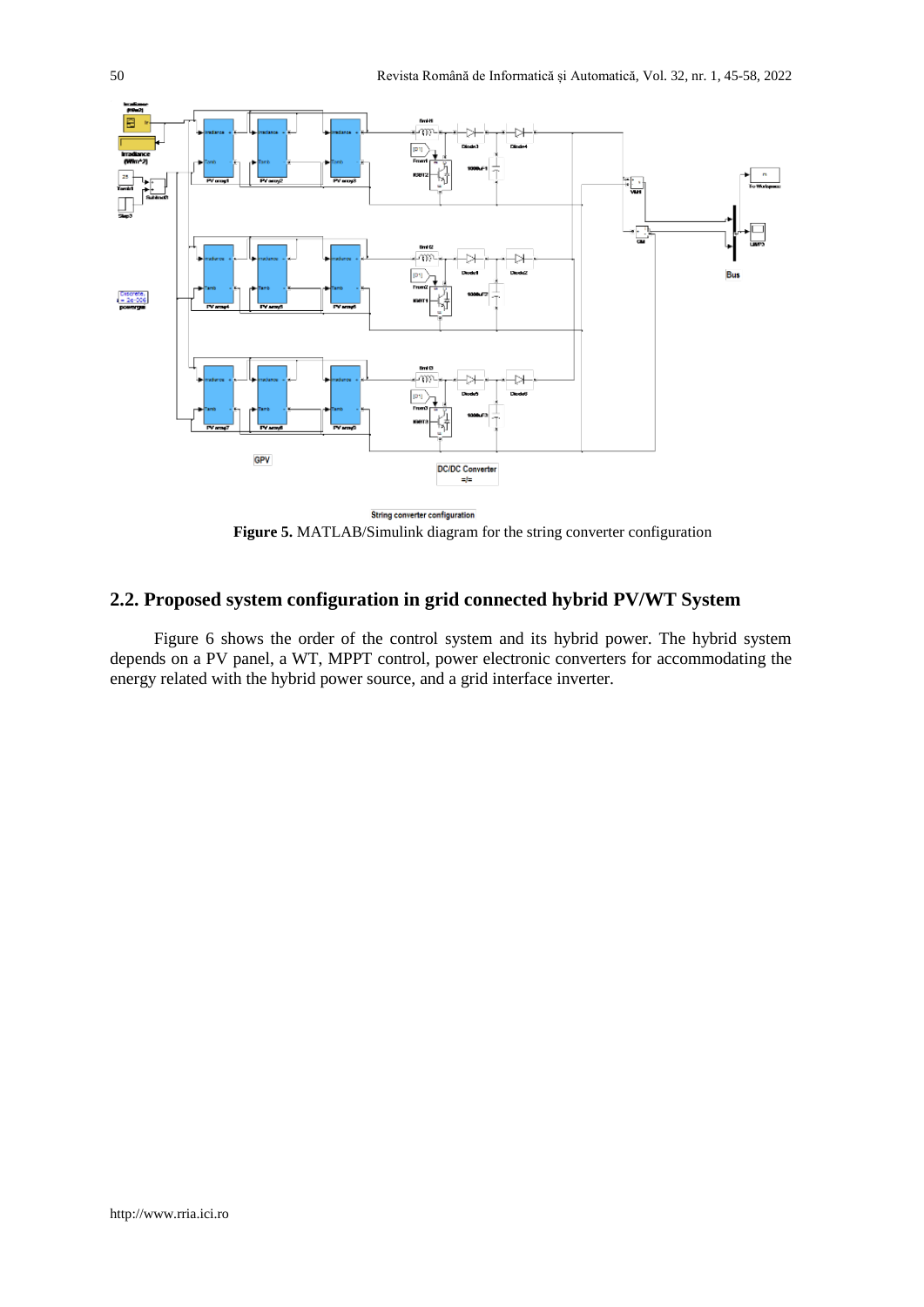**Figure 5.** MATLAB/Simulink diagram for the string converter configuration

## 2.2. Proposed system configuration in grid connected hybrid PV/WT System

Figure 6 shows the order of the control system and its hybrid power. The hybrid system depends on a PV panel, a WT, MPPT control, power electronic converters for accommodating the energy related with the hybrid power source, and a grid interface inverter.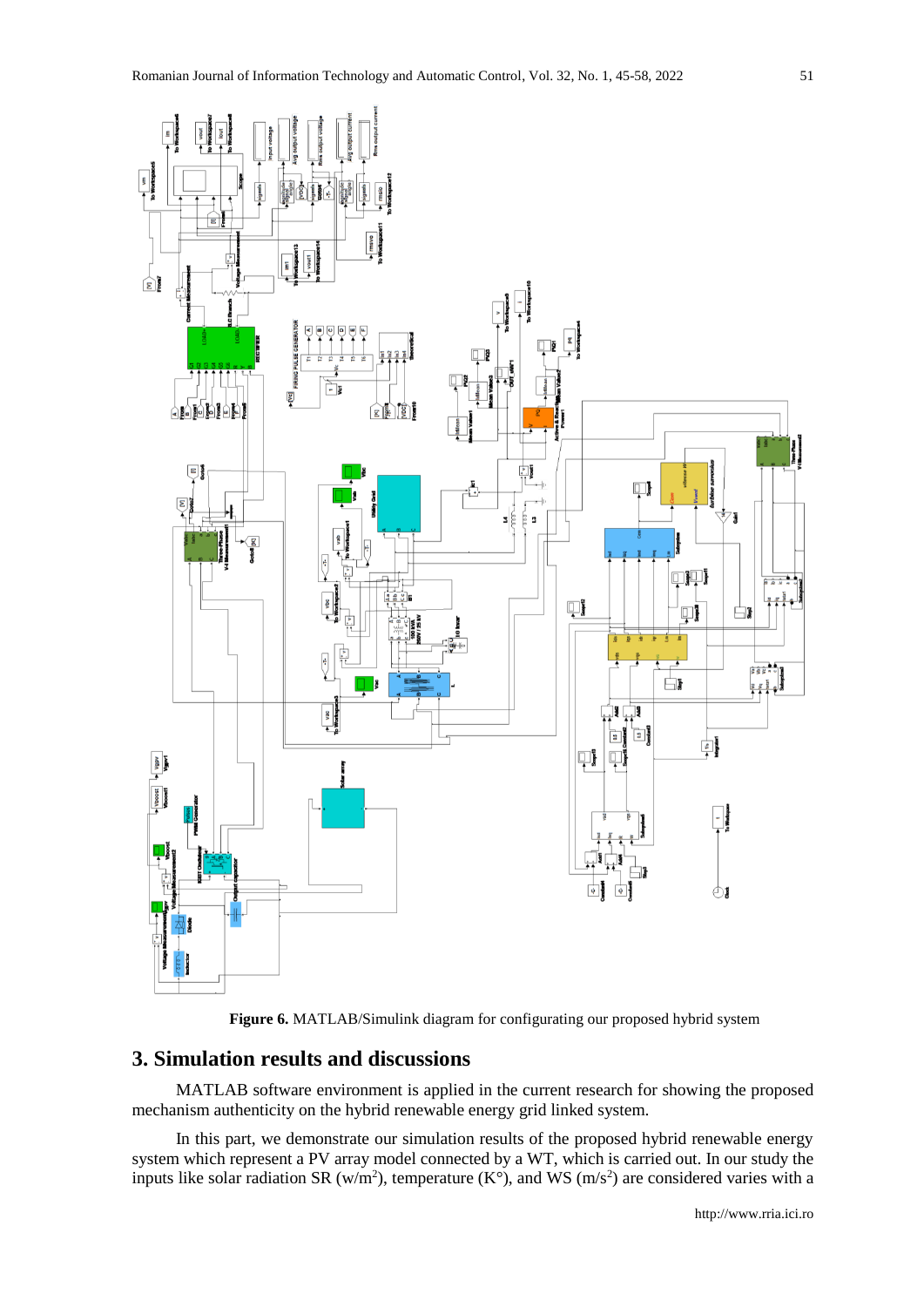**Figure 6.** MATLAB/Simulink diagram for configurating our proposed hybrid system

## 3. Simulation results and discussions

MATLAB software environment is applied in the current research for showing the proposed mechanism authenticity on the hybrid renewable energy grid linked system.

In this part, we demonstrate our simulation results of the proposed hybrid renewable energy system which represent a PV array model connected by a WT, which is carried out. In our study the inputs like solar radiation SR (w/m$^2$), temperature (K°), and WS (m/s$^2$) are considered varies with a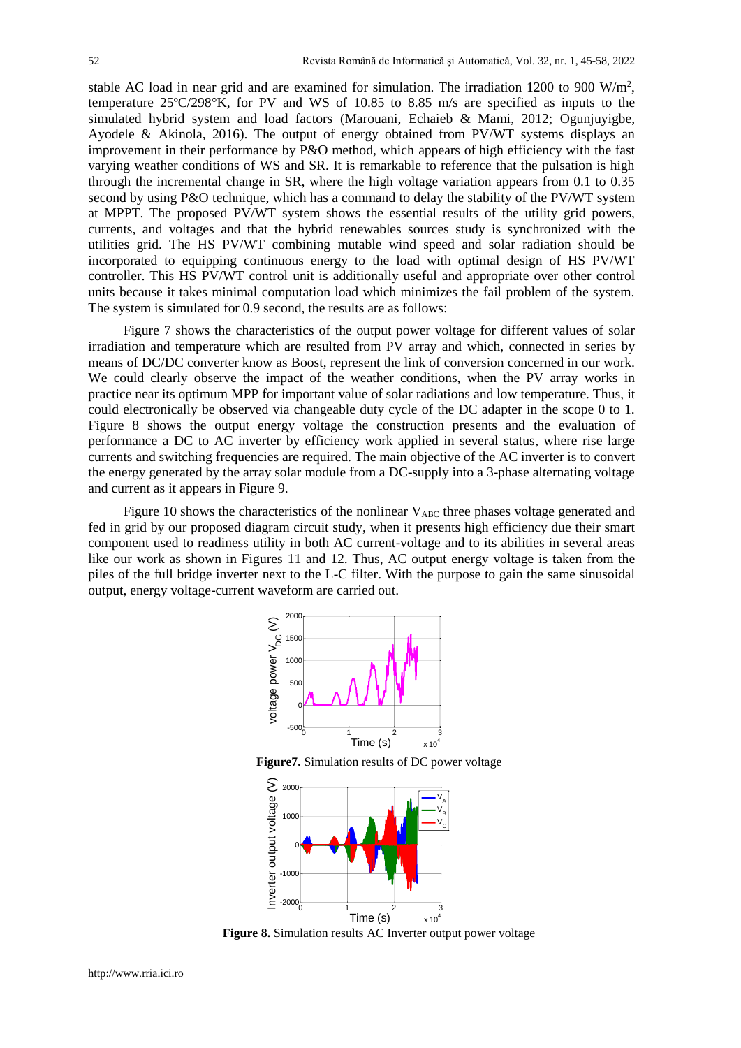stable AC load in near grid and are examined for simulation. The irradiation 1200 to 900 W/m$^2$, temperature 25ºC/298°K, for PV and WS of 10.85 to 8.85 m/s are specified as inputs to the simulated hybrid system and load factors (Marouani, Echaieb & Mami, 2012; Ogunjuyigbe, Ayodele & Akinola, 2016). The output of energy obtained from PV/WT systems displays an improvement in their performance by P&O method, which appears of high efficiency with the fast varying weather conditions of WS and SR. It is remarkable to reference that the pulsation is high through the incremental change in SR, where the high voltage variation appears from 0.1 to 0.35 second by using P&O technique, which has a command to delay the stability of the PV/WT system at MPPT. The proposed PV/WT system shows the essential results of the utility grid powers, currents, and voltages and that the hybrid renewables sources study is synchronized with the utilities grid. The HS PV/WT combining mutable wind speed and solar radiation should be incorporated to equipping continuous energy to the load with optimal design of HS PV/WT controller. This HS PV/WT control unit is additionally useful and appropriate over other control units because it takes minimal computation load which minimizes the fail problem of the system. The system is simulated for 0.9 second, the results are as follows:

Figure 7 shows the characteristics of the output power voltage for different values of solar irradiation and temperature which are resulted from PV array and which, connected in series by means of DC/DC converter know as Boost, represent the link of conversion concerned in our work. We could clearly observe the impact of the weather conditions, when the PV array works in practice near its optimum MPP for important value of solar radiations and low temperature. Thus, it could electronically be observed via changeable duty cycle of the DC adapter in the scope 0 to 1. Figure 8 shows the output energy voltage the construction presents and the evaluation of performance a DC to AC inverter by efficiency work applied in several status, where rise large currents and switching frequencies are required. The main objective of the AC inverter is to convert the energy generated by the array solar module from a DC-supply into a 3-phase alternating voltage and current as it appears in Figure 9.

Figure 10 shows the characteristics of the nonlinear $V_{ABC}$ three phases voltage generated and fed in grid by our proposed diagram circuit study, when it presents high efficiency due their smart component used to readiness utility in both AC current-voltage and to its abilities in several areas like our work as shown in Figures 11 and 12. Thus, AC output energy voltage is taken from the piles of the full bridge inverter next to the L-C filter. With the purpose to gain the same sinusoidal output, energy voltage-current waveform are carried out.

**Figure7.** Simulation results of DC power voltage

**Figure 8.** Simulation results AC Inverter output power voltage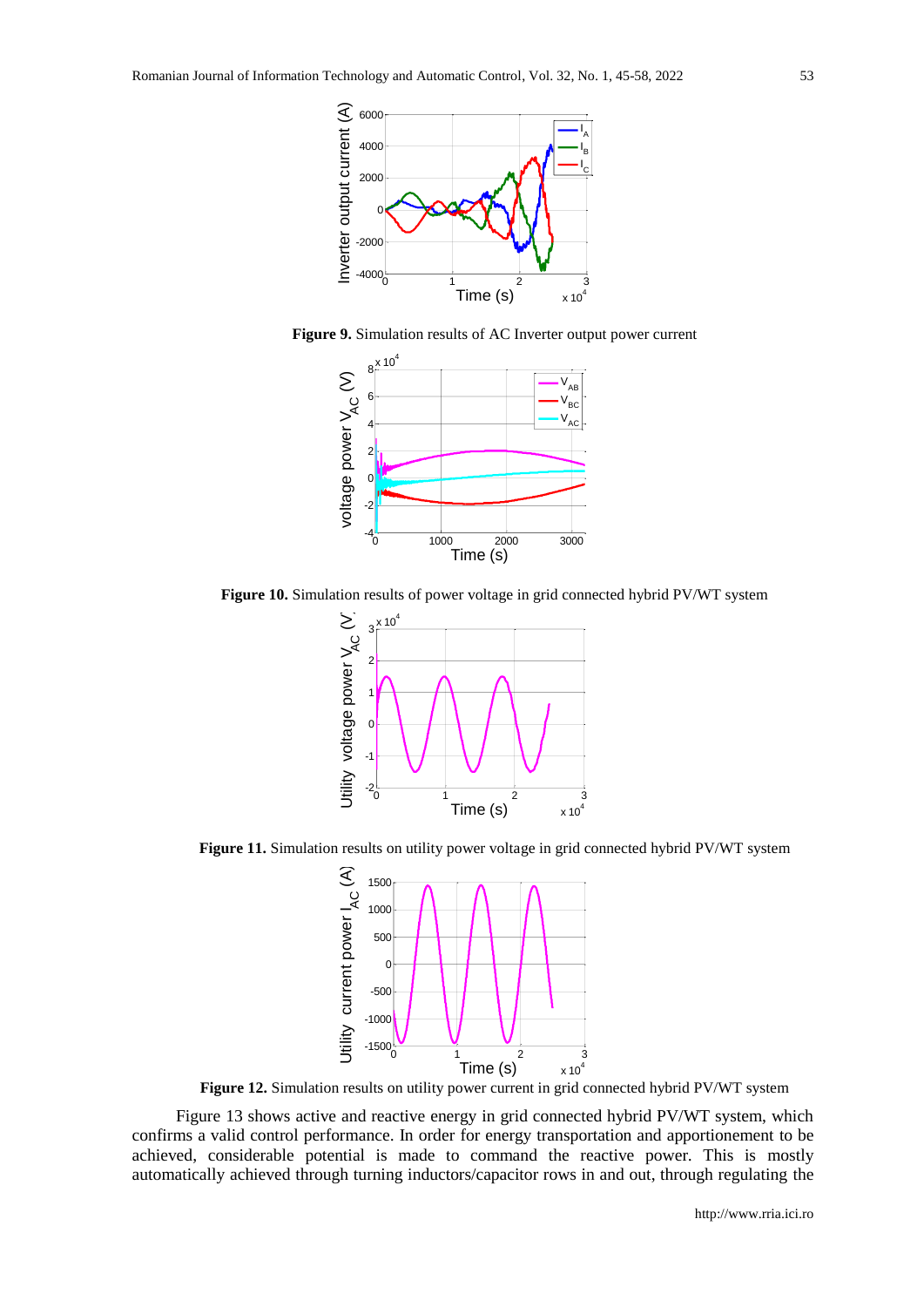**Figure 9.** Simulation results of AC Inverter output power current

**Figure 10.** Simulation results of power voltage in grid connected hybrid PV/WT system

**Figure 11.** Simulation results on utility power voltage in grid connected hybrid PV/WT system

**Figure 12.** Simulation results on utility power current in grid connected hybrid PV/WT system

Figure 13 shows active and reactive energy in grid connected hybrid PV/WT system, which confirms a valid control performance. In order for energy transportation and apportionement to be achieved, considerable potential is made to command the reactive power. This is mostly automatically achieved through turning inductors/capacitor rows in and out, through regulating the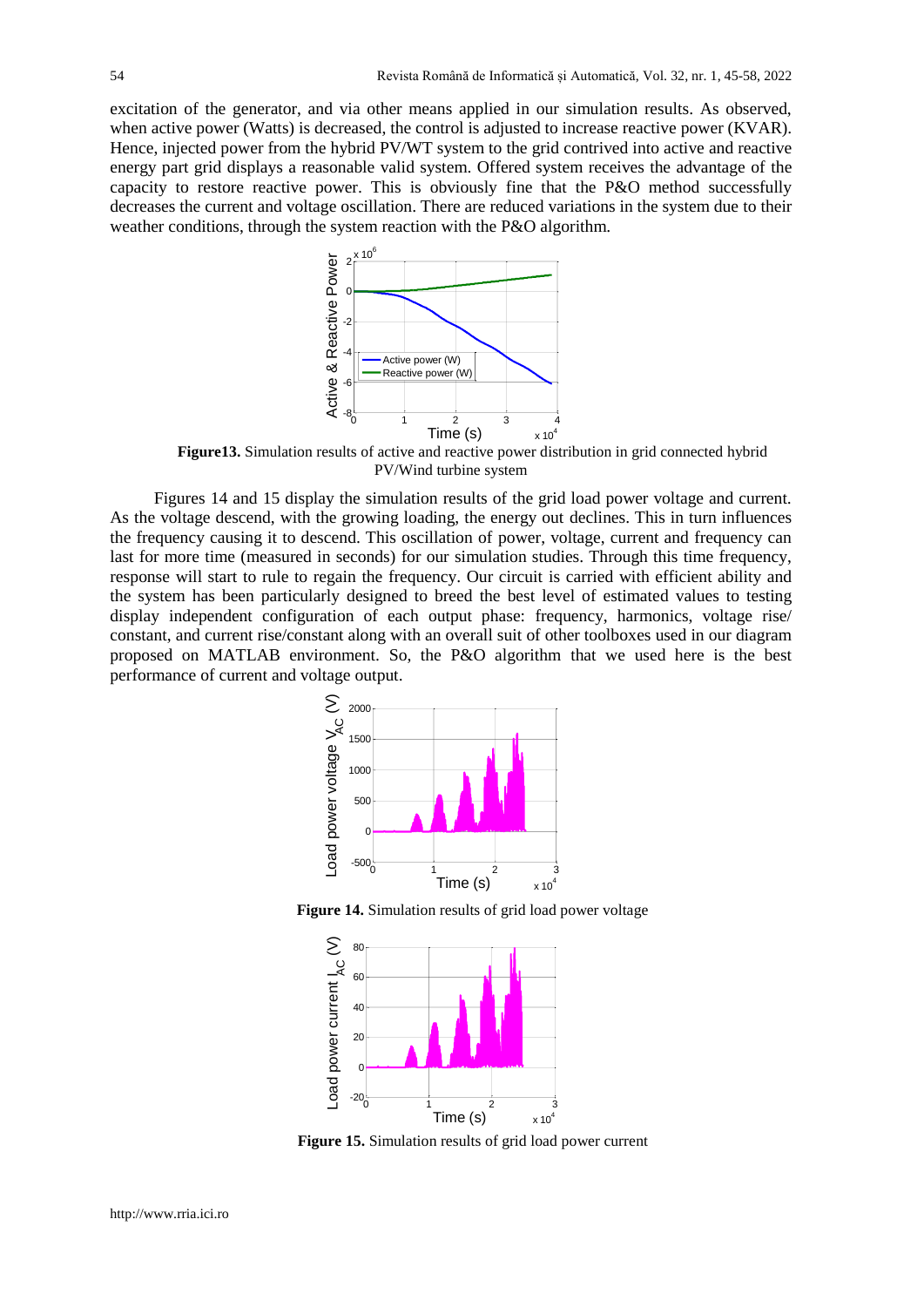excitation of the generator, and via other means applied in our simulation results. As observed, when active power (Watts) is decreased, the control is adjusted to increase reactive power (KVAR). Hence, injected power from the hybrid PV/WT system to the grid contrived into active and reactive energy part grid displays a reasonable valid system. Offered system receives the advantage of the capacity to restore reactive power. This is obviously fine that the P&O method successfully decreases the current and voltage oscillation. There are reduced variations in the system due to their weather conditions, through the system reaction with the P&O algorithm.

**Figure13.** Simulation results of active and reactive power distribution in grid connected hybrid PV/Wind turbine system

Figures 14 and 15 display the simulation results of the grid load power voltage and current. As the voltage descend, with the growing loading, the energy out declines. This in turn influences the frequency causing it to descend. This oscillation of power, voltage, current and frequency can last for more time (measured in seconds) for our simulation studies. Through this time frequency, response will start to rule to regain the frequency. Our circuit is carried with efficient ability and the system has been particularly designed to breed the best level of estimated values to testing display independent configuration of each output phase: frequency, harmonics, voltage rise/ constant, and current rise/constant along with an overall suit of other toolboxes used in our diagram proposed on MATLAB environment. So, the P&O algorithm that we used here is the best performance of current and voltage output.

**Figure 14.** Simulation results of grid load power voltage

**Figure 15.** Simulation results of grid load power current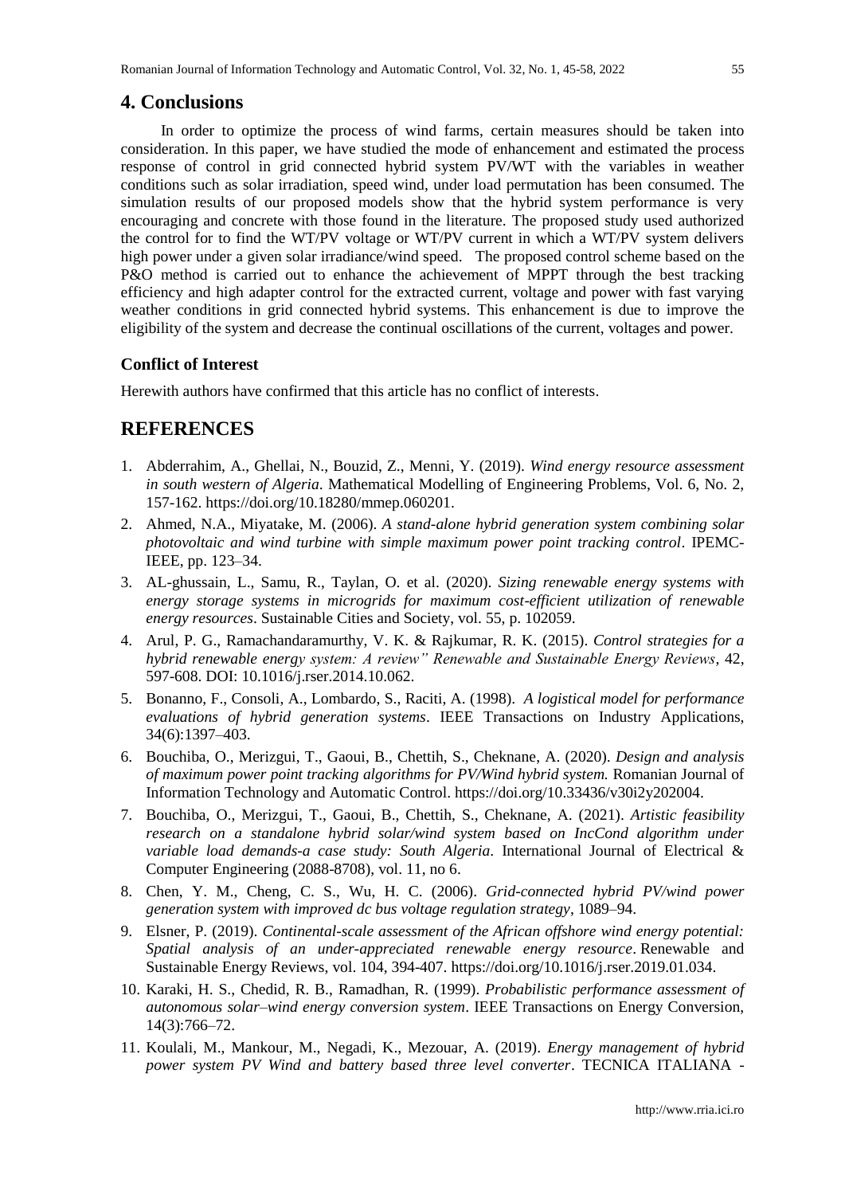## 4. Conclusions

In order to optimize the process of wind farms, certain measures should be taken into consideration. In this paper, we have studied the mode of enhancement and estimated the process response of control in grid connected hybrid system PV/WT with the variables in weather conditions such as solar irradiation, speed wind, under load permutation has been consumed. The simulation results of our proposed models show that the hybrid system performance is very encouraging and concrete with those found in the literature. The proposed study used authorized the control for to find the WT/PV voltage or WT/PV current in which a WT/PV system delivers high power under a given solar irradiance/wind speed. The proposed control scheme based on the P&O method is carried out to enhance the achievement of MPPT through the best tracking efficiency and high adapter control for the extracted current, voltage and power with fast varying weather conditions in grid connected hybrid systems. This enhancement is due to improve the eligibility of the system and decrease the continual oscillations of the current, voltages and power.

### Conflict of Interest

Herewith authors have confirmed that this article has no conflict of interests.

## REFERENCES

1. Abderrahim, A., Ghellai, N., Bouzid, Z., Menni, Y. (2019). *Wind energy resource assessment in south western of Algeria*. Mathematical Modelling of Engineering Problems, Vol. 6, No. 2, 157-162. https://doi.org/10.18280/mmep.060201.
2. Ahmed, N.A., Miyatake, M. (2006). *A stand-alone hybrid generation system combining solar photovoltaic and wind turbine with simple maximum power point tracking control*. IPEMC-IEEE, pp. 123–34.
3. AL-ghussain, L., Samu, R., Taylan, O. et al. (2020). *Sizing renewable energy systems with energy storage systems in microgrids for maximum cost-efficient utilization of renewable energy resources*. Sustainable Cities and Society, vol. 55, p. 102059.
4. Arul, P. G., Ramachandaramurthy, V. K. & Rajkumar, R. K. (2015). *Control strategies for a hybrid renewable energy system: A review" Renewable and Sustainable Energy Reviews*, 42, 597-608. DOI: 10.1016/j.rser.2014.10.062.
5. Bonanno, F., Consoli, A., Lombardo, S., Raciti, A. (1998). *A logistical model for performance evaluations of hybrid generation systems*. IEEE Transactions on Industry Applications, 34(6):1397–403.
6. Bouchiba, O., Merizgui, T., Gaoui, B., Chettih, S., Cheknane, A. (2020). *Design and analysis of maximum power point tracking algorithms for PV/Wind hybrid system.* Romanian Journal of Information Technology and Automatic Control. https://doi.org/10.33436/v30i2y202004.
7. Bouchiba, O., Merizgui, T., Gaoui, B., Chettih, S., Cheknane, A. (2021). *Artistic feasibility research on a standalone hybrid solar/wind system based on IncCond algorithm under variable load demands-a case study: South Algeria*. International Journal of Electrical & Computer Engineering (2088-8708), vol. 11, no 6.
8. Chen, Y. M., Cheng, C. S., Wu, H. C. (2006). *Grid-connected hybrid PV/wind power generation system with improved dc bus voltage regulation strategy*, 1089–94.
9. Elsner, P. (2019). *Continental-scale assessment of the African offshore wind energy potential: Spatial analysis of an under-appreciated renewable energy resource*. Renewable and Sustainable Energy Reviews, vol. 104, 394-407. https://doi.org/10.1016/j.rser.2019.01.034.
10. Karaki, H. S., Chedid, R. B., Ramadhan, R. (1999). *Probabilistic performance assessment of autonomous solar–wind energy conversion system*. IEEE Transactions on Energy Conversion, 14(3):766–72.
11. Koulali, M., Mankour, M., Negadi, K., Mezouar, A. (2019). *Energy management of hybrid power system PV Wind and battery based three level converter*. TECNICA ITALIANA -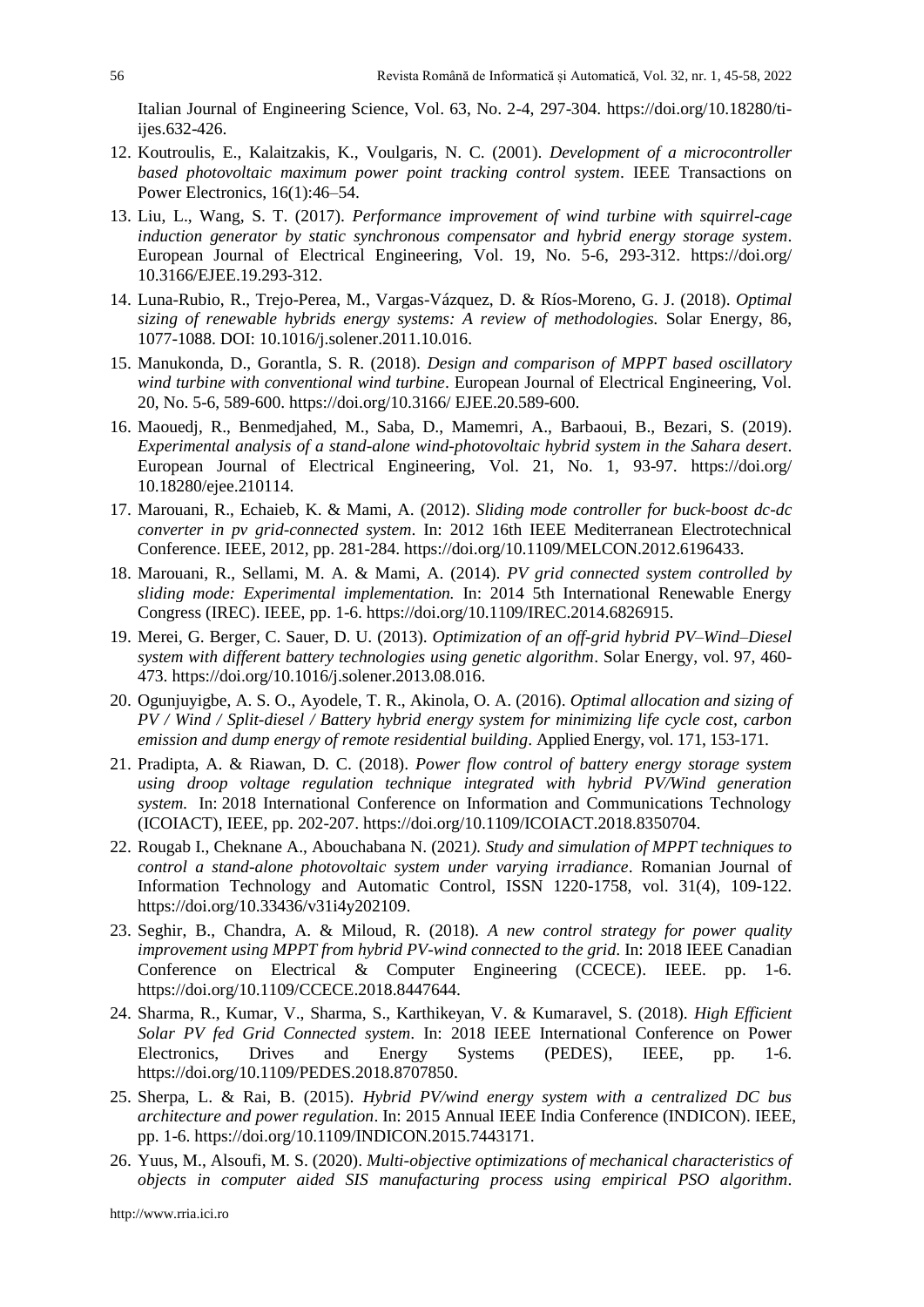Italian Journal of Engineering Science, Vol. 63, No. 2-4, 297-304. https://doi.org/10.18280/ti-ijes.632-426.

12. Koutroulis, E., Kalaitzakis, K., Voulgaris, N. C. (2001). *Development of a microcontroller based photovoltaic maximum power point tracking control system*. IEEE Transactions on Power Electronics, 16(1):46–54.
13. Liu, L., Wang, S. T. (2017). *Performance improvement of wind turbine with squirrel-cage induction generator by static synchronous compensator and hybrid energy storage system*. European Journal of Electrical Engineering, Vol. 19, No. 5-6, 293-312. https://doi.org/ 10.3166/EJEE.19.293-312.
14. Luna-Rubio, R., Trejo-Perea, M., Vargas-Vázquez, D. & Ríos-Moreno, G. J. (2018). *Optimal sizing of renewable hybrids energy systems: A review of methodologies.* Solar Energy, 86, 1077-1088. DOI: 10.1016/j.solener.2011.10.016.
15. Manukonda, D., Gorantla, S. R. (2018). *Design and comparison of MPPT based oscillatory wind turbine with conventional wind turbine*. European Journal of Electrical Engineering, Vol. 20, No. 5-6, 589-600. https://doi.org/10.3166/ EJEE.20.589-600.
16. Maouedj, R., Benmedjahed, M., Saba, D., Mamemri, A., Barbaoui, B., Bezari, S. (2019). *Experimental analysis of a stand-alone wind-photovoltaic hybrid system in the Sahara desert*. European Journal of Electrical Engineering, Vol. 21, No. 1, 93-97. https://doi.org/ 10.18280/ejee.210114.
17. Marouani, R., Echaieb, K. & Mami, A. (2012). *Sliding mode controller for buck-boost dc-dc converter in pv grid-connected system*. In: 2012 16th IEEE Mediterranean Electrotechnical Conference. IEEE, 2012, pp. 281-284. https://doi.org/10.1109/MELCON.2012.6196433.
18. Marouani, R., Sellami, M. A. & Mami, A. (2014). *PV grid connected system controlled by sliding mode: Experimental implementation.* In: 2014 5th International Renewable Energy Congress (IREC). IEEE, pp. 1-6. https://doi.org/10.1109/IREC.2014.6826915.
19. Merei, G. Berger, C. Sauer, D. U. (2013). *Optimization of an off-grid hybrid PV–Wind–Diesel system with different battery technologies using genetic algorithm*. Solar Energy, vol. 97, 460-473. https://doi.org/10.1016/j.solener.2013.08.016.
20. Ogunjuyigbe, A. S. O., Ayodele, T. R., Akinola, O. A. (2016). *Optimal allocation and sizing of PV / Wind / Split-diesel / Battery hybrid energy system for minimizing life cycle cost, carbon emission and dump energy of remote residential building*. Applied Energy, vol. 171, 153-171.
21. Pradipta, A. & Riawan, D. C. (2018). *Power flow control of battery energy storage system using droop voltage regulation technique integrated with hybrid PV/Wind generation system.* In: 2018 International Conference on Information and Communications Technology (ICOIACT), IEEE, pp. 202-207. https://doi.org/10.1109/ICOIACT.2018.8350704.
22. Rougab I., Cheknane A., Abouchabana N. (2021*). Study and simulation of MPPT techniques to control a stand-alone photovoltaic system under varying irradiance*. Romanian Journal of Information Technology and Automatic Control, ISSN 1220-1758, vol. 31(4), 109-122. https://doi.org/10.33436/v31i4y202109.
23. Seghir, B., Chandra, A. & Miloud, R. (2018). *A new control strategy for power quality improvement using MPPT from hybrid PV-wind connected to the grid*. In: 2018 IEEE Canadian Conference on Electrical & Computer Engineering (CCECE). IEEE. pp. 1-6. https://doi.org/10.1109/CCECE.2018.8447644.
24. Sharma, R., Kumar, V., Sharma, S., Karthikeyan, V. & Kumaravel, S. (2018). *High Efficient Solar PV fed Grid Connected system*. In: 2018 IEEE International Conference on Power Electronics, Drives and Energy Systems (PEDES), IEEE, pp. 1-6. https://doi.org/10.1109/PEDES.2018.8707850.
25. Sherpa, L. & Rai, B. (2015). *Hybrid PV/wind energy system with a centralized DC bus architecture and power regulation*. In: 2015 Annual IEEE India Conference (INDICON). IEEE, pp. 1-6. https://doi.org/10.1109/INDICON.2015.7443171.
26. Yuus, M., Alsoufi, M. S. (2020). *Multi-objective optimizations of mechanical characteristics of objects in computer aided SIS manufacturing process using empirical PSO algorithm*.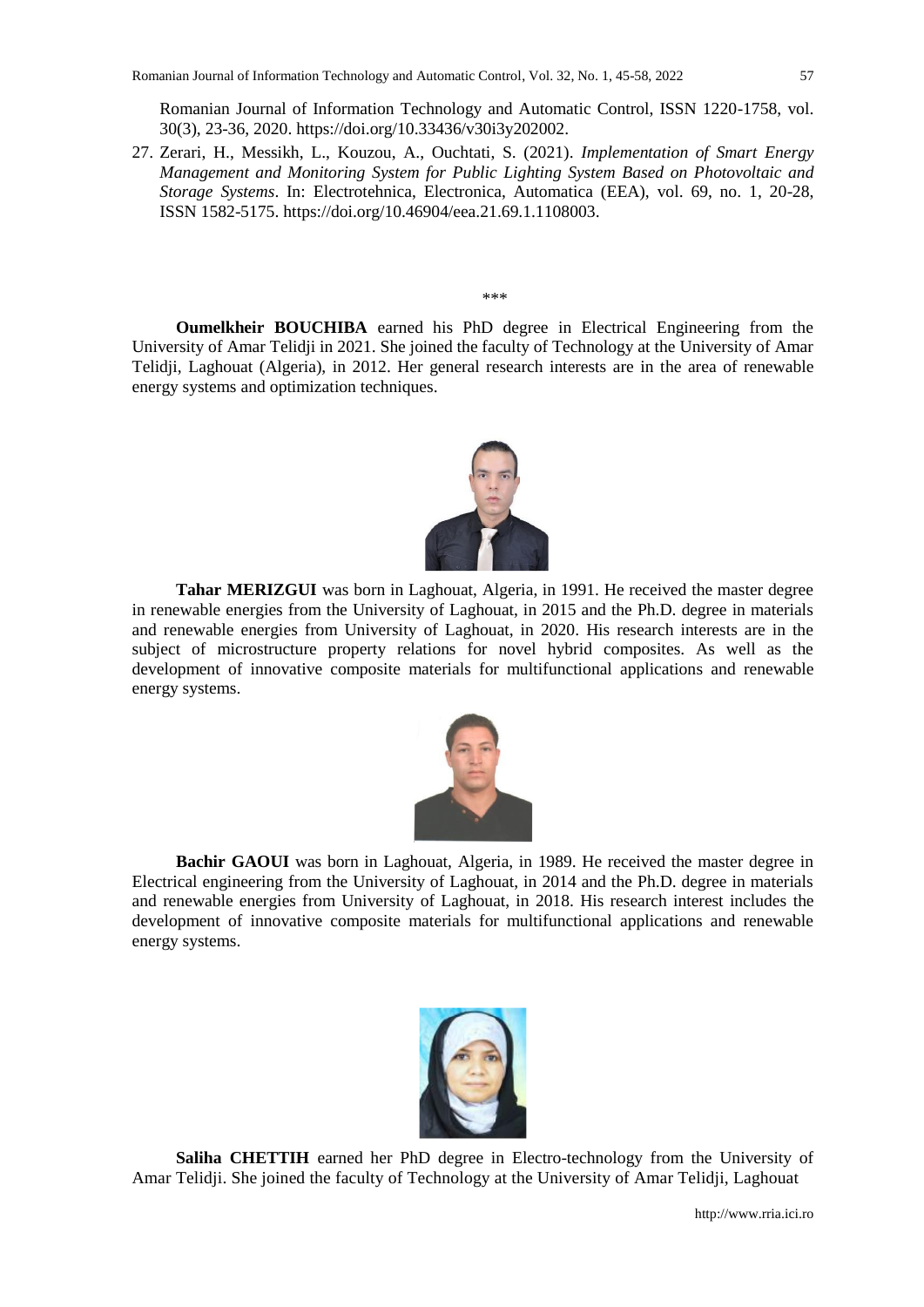Romanian Journal of Information Technology and Automatic Control, ISSN 1220-1758, vol. 30(3), 23-36, 2020. https://doi.org/10.33436/v30i3y202002.

27. Zerari, H., Messikh, L., Kouzou, A., Ouchtati, S. (2021). *Implementation of Smart Energy Management and Monitoring System for Public Lighting System Based on Photovoltaic and Storage Systems*. In: Electrotehnica, Electronica, Automatica (EEA), vol. 69, no. 1, 20-28, ISSN 1582-5175. https://doi.org/10.46904/eea.21.69.1.1108003.

\*\*\*

**Oumelkheir BOUCHIBA** earned his PhD degree in Electrical Engineering from the University of Amar Telidji in 2021. She joined the faculty of Technology at the University of Amar Telidji, Laghouat (Algeria), in 2012. Her general research interests are in the area of renewable energy systems and optimization techniques.

**Tahar MERIZGUI** was born in Laghouat, Algeria, in 1991. He received the master degree in renewable energies from the University of Laghouat, in 2015 and the Ph.D. degree in materials and renewable energies from University of Laghouat, in 2020. His research interests are in the subject of microstructure property relations for novel hybrid composites. As well as the development of innovative composite materials for multifunctional applications and renewable energy systems.

**Bachir GAOUI** was born in Laghouat, Algeria, in 1989. He received the master degree in Electrical engineering from the University of Laghouat, in 2014 and the Ph.D. degree in materials and renewable energies from University of Laghouat, in 2018. His research interest includes the development of innovative composite materials for multifunctional applications and renewable energy systems.

**Saliha CHETTIH** earned her PhD degree in Electro-technology from the University of Amar Telidji. She joined the faculty of Technology at the University of Amar Telidji, Laghouat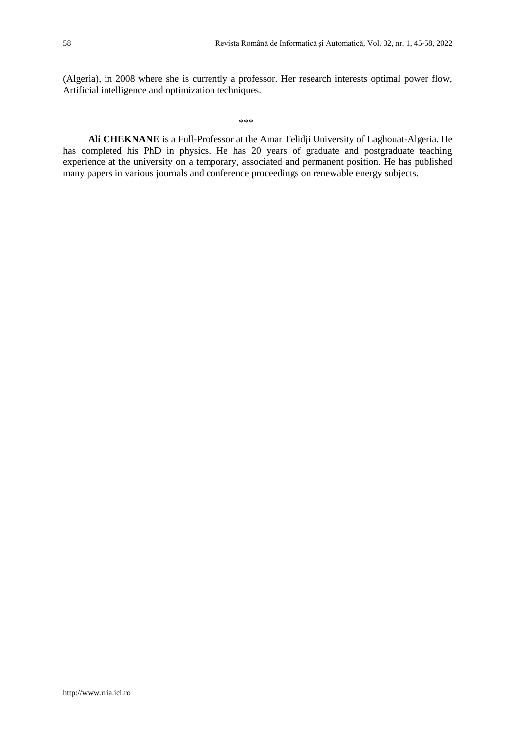(Algeria), in 2008 where she is currently a professor. Her research interests optimal power flow, Artificial intelligence and optimization techniques.

***

**Ali CHEKNANE** is a Full-Professor at the Amar Telidji University of Laghouat-Algeria. He has completed his PhD in physics. He has 20 years of graduate and postgraduate teaching experience at the university on a temporary, associated and permanent position. He has published many papers in various journals and conference proceedings on renewable energy subjects.